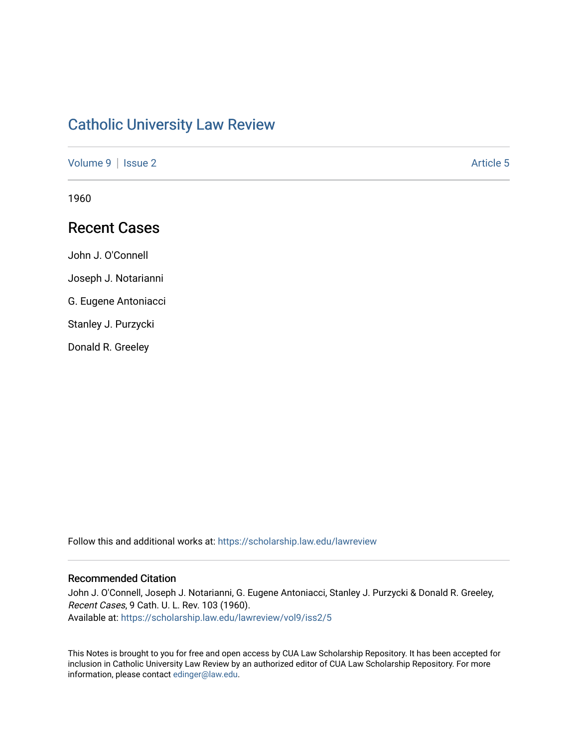# Catholic University Law Review

Volume 9 | Issue 2 Article 5

1960

## Recent Cases

John J. O'Connell

Joseph J. Notarianni

G. Eugene Antoniacci

Stanley J. Purzycki

Donald R. Greeley

Follow this and additional works at: https://scholarship.law.edu/lawreview

### Recommended Citation

John J. O'Connell, Joseph J. Notarianni, G. Eugene Antoniacci, Stanley J. Purzycki & Donald R. Greeley, *Recent Cases*, 9 Cath. U. L. Rev. 103 (1960).
Available at: https://scholarship.law.edu/lawreview/vol9/iss2/5

This Notes is brought to you for free and open access by CUA Law Scholarship Repository. It has been accepted for inclusion in Catholic University Law Review by an authorized editor of CUA Law Scholarship Repository. For more information, please contact edinger@law.edu.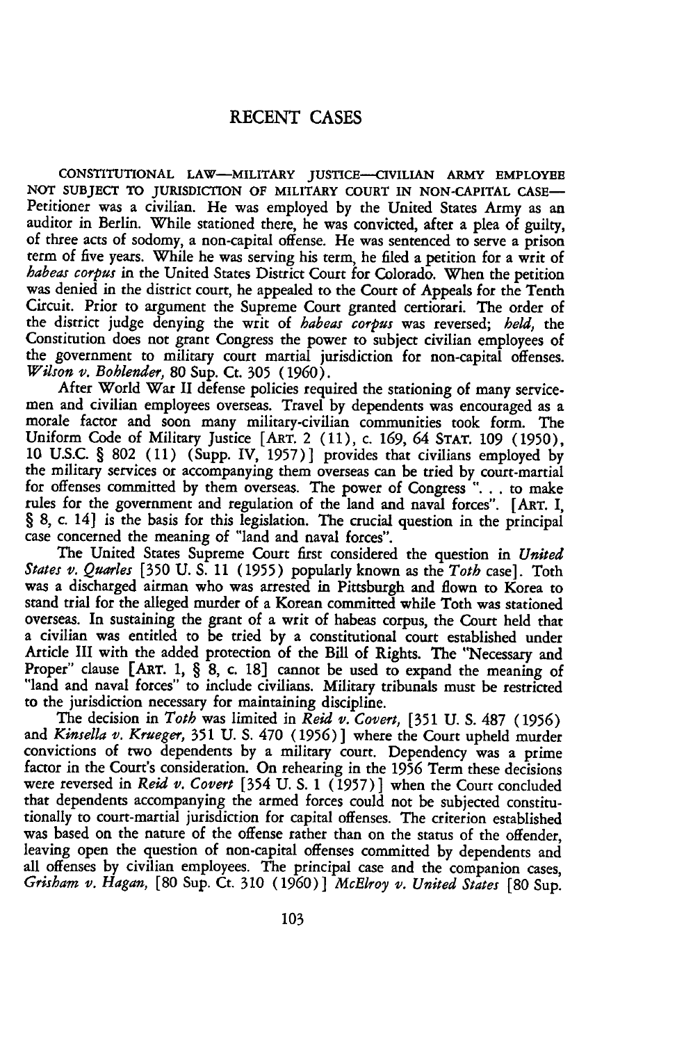# RECENT CASES

CONSTITUTIONAL LAW—MILITARY JUSTICE—CIVILIAN ARMY EMPLOYEE NOT SUBJECT TO JURISDICTION OF MILITARY COURT IN NON-CAPITAL CASE—Petitioner was a civilian. He was employed by the United States Army as an auditor in Berlin. While stationed there, he was convicted, after a plea of guilty, of three acts of sodomy, a non-capital offense. He was sentenced to serve a prison term of five years. While he was serving his term, he filed a petition for a writ of *habeas corpus* in the United States District Court for Colorado. When the petition was denied in the district court, he appealed to the Court of Appeals for the Tenth Circuit. Prior to argument the Supreme Court granted certiorari. The order of the district judge denying the writ of *habeas corpus* was reversed; *held*, the Constitution does not grant Congress the power to subject civilian employees of the government to military court martial jurisdiction for non-capital offenses. *Wilson v. Bohlender*, 80 Sup. Ct. 305 (1960).

After World War II defense policies required the stationing of many servicemen and civilian employees overseas. Travel by dependents was encouraged as a morale factor and soon many military-civilian communities took form. The Uniform Code of Military Justice [ART. 2 (11), c. 169, 64 STAT. 109 (1950), 10 U.S.C. § 802 (11) (Supp. IV, 1957)] provides that civilians employed by the military services or accompanying them overseas can be tried by court-martial for offenses committed by them overseas. The power of Congress ". . . to make rules for the government and regulation of the land and naval forces". [ART. I, § 8, c. 14] is the basis for this legislation. The crucial question in the principal case concerned the meaning of "land and naval forces".

The United States Supreme Court first considered the question in *United States v. Quarles* [350 U. S. 11 (1955) popularly known as the *Toth* case]. Toth was a discharged airman who was arrested in Pittsburgh and flown to Korea to stand trial for the alleged murder of a Korean committed while Toth was stationed overseas. In sustaining the grant of a writ of habeas corpus, the Court held that a civilian was entitled to be tried by a constitutional court established under Article III with the added protection of the Bill of Rights. The "Necessary and Proper" clause [ART. 1, § 8, c. 18] cannot be used to expand the meaning of "land and naval forces" to include civilians. Military tribunals must be restricted to the jurisdiction necessary for maintaining discipline.

The decision in *Toth* was limited in *Reid v. Covert*, [351 U. S. 487 (1956) and *Kinsella v. Krueger*, 351 U. S. 470 (1956)] where the Court upheld murder convictions of two dependents by a military court. Dependency was a prime factor in the Court's consideration. On rehearing in the 1956 Term these decisions were reversed in *Reid v. Covert* [354 U. S. 1 (1957)] when the Court concluded that dependents accompanying the armed forces could not be subjected constitutionally to court-martial jurisdiction for capital offenses. The criterion established was based on the nature of the offense rather than on the status of the offender, leaving open the question of non-capital offenses committed by dependents and all offenses by civilian employees. The principal case and the companion cases, *Grisham v. Hagan*, [80 Sup. Ct. 310 (1960)] *McElroy v. United States* [80 Sup.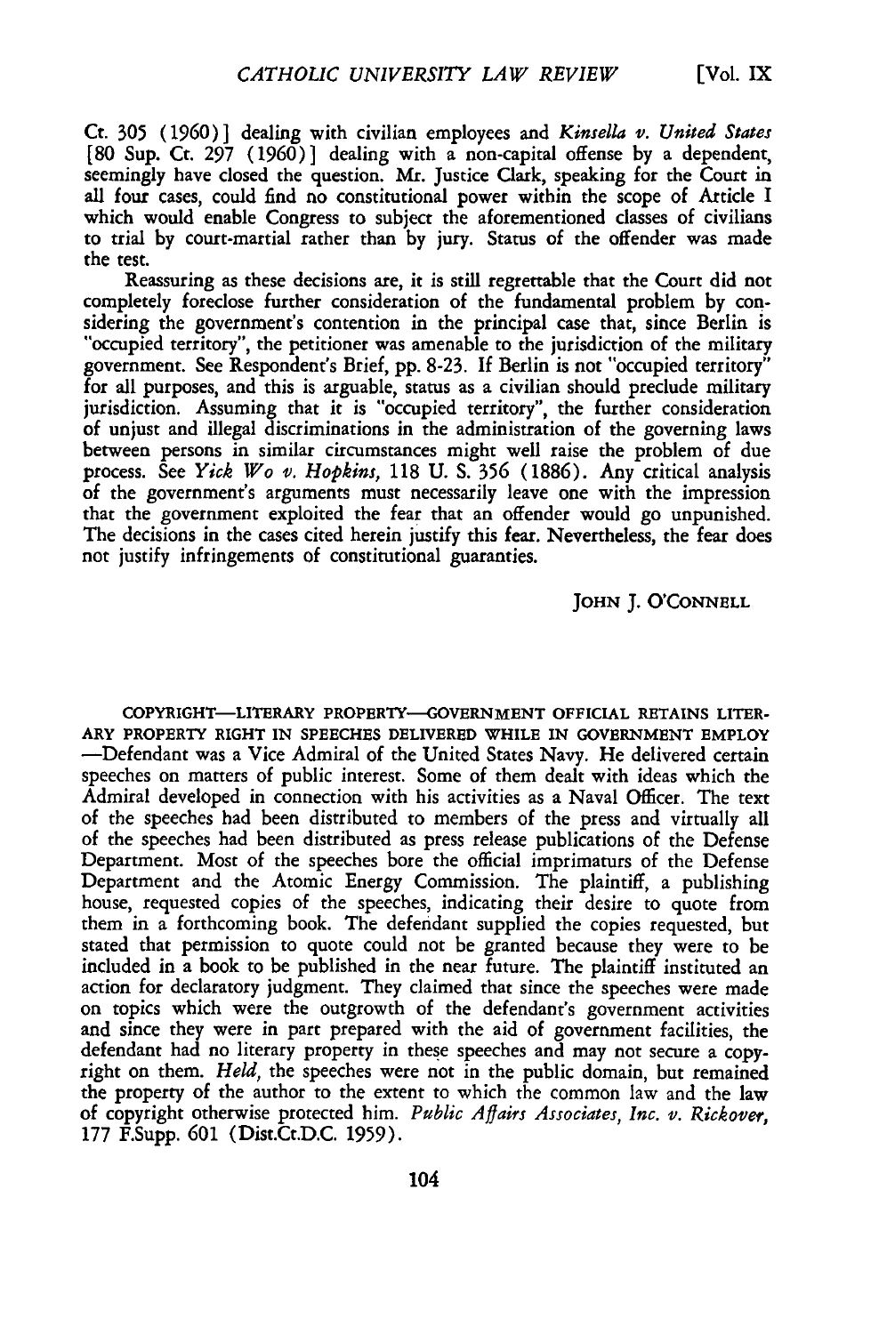Ct. 305 (1960)] dealing with civilian employees and *Kinsella v. United States* [80 Sup. Ct. 297 (1960)] dealing with a non-capital offense by a dependent, seemingly have closed the question. Mr. Justice Clark, speaking for the Court in all four cases, could find no constitutional power within the scope of Article I which would enable Congress to subject the aforementioned classes of civilians to trial by court-martial rather than by jury. Status of the offender was made the test.

Reassuring as these decisions are, it is still regrettable that the Court did not completely foreclose further consideration of the fundamental problem by considering the government's contention in the principal case that, since Berlin is "occupied territory", the petitioner was amenable to the jurisdiction of the military government. See Respondent's Brief, pp. 8-23. If Berlin is not "occupied territory" for all purposes, and this is arguable, status as a civilian should preclude military jurisdiction. Assuming that it is "occupied territory", the further consideration of unjust and illegal discriminations in the administration of the governing laws between persons in similar circumstances might well raise the problem of due process. See *Yick Wo v. Hopkins,* 118 U. S. 356 (1886). Any critical analysis of the government's arguments must necessarily leave one with the impression that the government exploited the fear that an offender would go unpunished. The decisions in the cases cited herein justify this fear. Nevertheless, the fear does not justify infringements of constitutional guaranties.

JOHN J. O'CONNELL

COPYRIGHT—LITERARY PROPERTY—GOVERNMENT OFFICIAL RETAINS LITERARY PROPERTY RIGHT IN SPEECHES DELIVERED WHILE IN GOVERNMENT EMPLOY—Defendant was a Vice Admiral of the United States Navy. He delivered certain speeches on matters of public interest. Some of them dealt with ideas which the Admiral developed in connection with his activities as a Naval Officer. The text of the speeches had been distributed to members of the press and virtually all of the speeches had been distributed as press release publications of the Defense Department. Most of the speeches bore the official imprimaturs of the Defense Department and the Atomic Energy Commission. The plaintiff, a publishing house, requested copies of the speeches, indicating their desire to quote from them in a forthcoming book. The defendant supplied the copies requested, but stated that permission to quote could not be granted because they were to be included in a book to be published in the near future. The plaintiff instituted an action for declaratory judgment. They claimed that since the speeches were made on topics which were the outgrowth of the defendant's government activities and since they were in part prepared with the aid of government facilities, the defendant had no literary property in these speeches and may not secure a copyright on them. *Held,* the speeches were not in the public domain, but remained the property of the author to the extent to which the common law and the law of copyright otherwise protected him. *Public Affairs Associates, Inc. v. Rickover,* 177 F.Supp. 601 (Dist.Ct.D.C. 1959).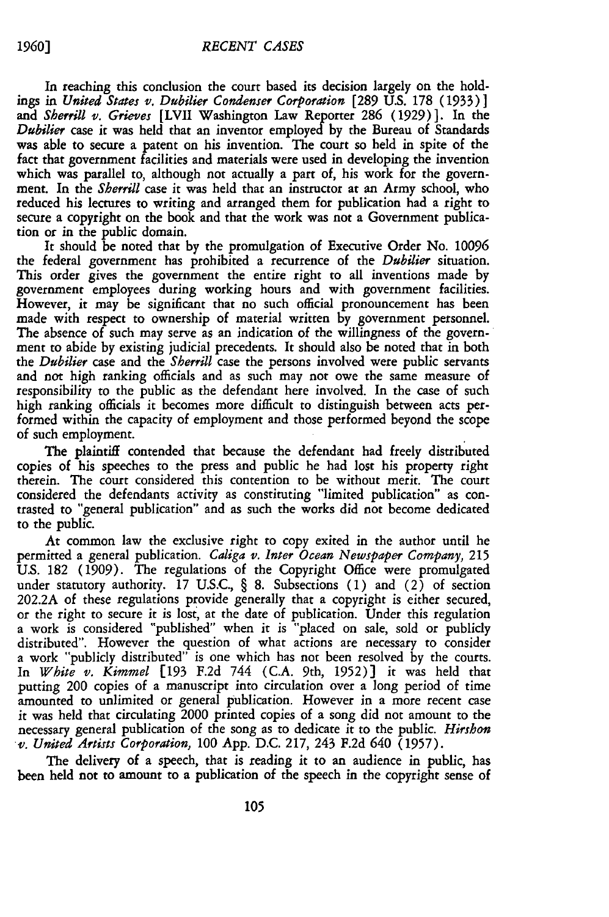In reaching this conclusion the court based its decision largely on the holdings in *United States v. Dubilier Condenser Corporation* [289 U.S. 178 (1933)] and *Sherrill v. Grieves* [LVII Washington Law Reporter 286 (1929)]. In the *Dubilier* case it was held that an inventor employed by the Bureau of Standards was able to secure a patent on his invention. The court so held in spite of the fact that government facilities and materials were used in developing the invention which was parallel to, although not actually a part of, his work for the government. In the *Sherrill* case it was held that an instructor at an Army school, who reduced his lectures to writing and arranged them for publication had a right to secure a copyright on the book and that the work was not a Government publication or in the public domain.

It should be noted that by the promulgation of Executive Order No. 10096 the federal government has prohibited a recurrence of the *Dubilier* situation. This order gives the government the entire right to all inventions made by government employees during working hours and with government facilities. However, it may be significant that no such official pronouncement has been made with respect to ownership of material written by government personnel. The absence of such may serve as an indication of the willingness of the government to abide by existing judicial precedents. It should also be noted that in both the *Dubilier* case and the *Sherrill* case the persons involved were public servants and not high ranking officials and as such may not owe the same measure of responsibility to the public as the defendant here involved. In the case of such high ranking officials it becomes more difficult to distinguish between acts performed within the capacity of employment and those performed beyond the scope of such employment.

The plaintiff contended that because the defendant had freely distributed copies of his speeches to the press and public he had lost his property right therein. The court considered this contention to be without merit. The court considered the defendants activity as constituting "limited publication" as contrasted to "general publication" and as such the works did not become dedicated to the public.

At common law the exclusive right to copy exited in the author until he permitted a general publication. *Caliga v. Inter Ocean Newspaper Company,* 215 U.S. 182 (1909). The regulations of the Copyright Office were promulgated under statutory authority. 17 U.S.C., § 8. Subsections (1) and (2) of section 202.2A of these regulations provide generally that a copyright is either secured, or the right to secure it is lost, at the date of publication. Under this regulation a work is considered "published" when it is "placed on sale, sold or publicly distributed". However the question of what actions are necessary to consider a work "publicly distributed" is one which has not been resolved by the courts. In *White v. Kimmel* [193 F.2d 744 (C.A. 9th, 1952)] it was held that putting 200 copies of a manuscript into circulation over a long period of time amounted to unlimited or general publication. However in a more recent case it was held that circulating 2000 printed copies of a song did not amount to the necessary general publication of the song as to dedicate it to the public. *Hirshon v. United Artists Corporation,* 100 App. D.C. 217, 243 F.2d 640 (1957).

The delivery of a speech, that is reading it to an audience in public, has been held not to amount to a publication of the speech in the copyright sense of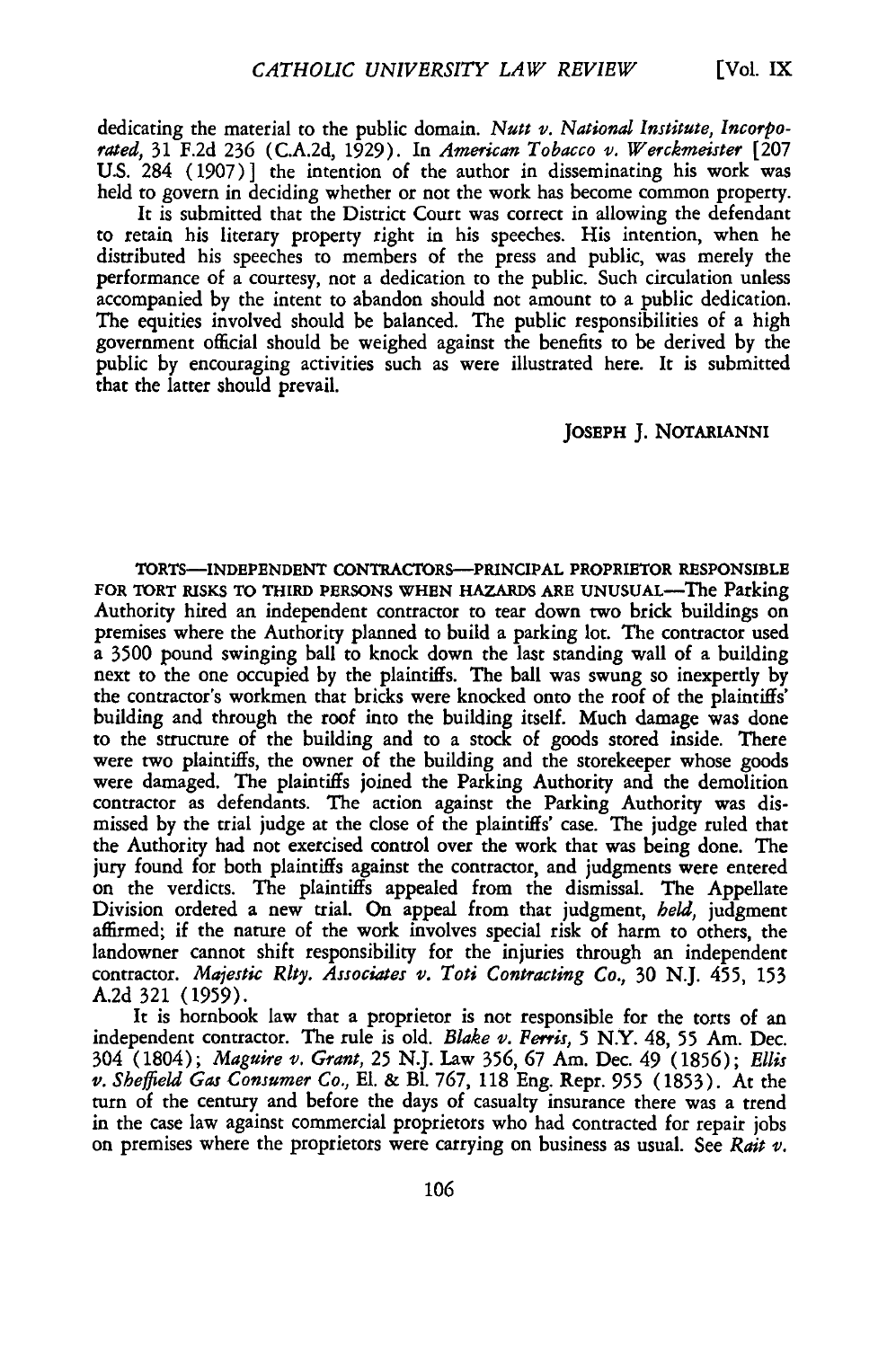dedicating the material to the public domain. *Nutt v. National Institute, Incorporated*, 31 F.2d 236 (C.A.2d, 1929). In *American Tobacco v. Werckmeister* [207 U.S. 284 (1907)] the intention of the author in disseminating his work was held to govern in deciding whether or not the work has become common property.

It is submitted that the District Court was correct in allowing the defendant to retain his literary property right in his speeches. His intention, when he distributed his speeches to members of the press and public, was merely the performance of a courtesy, not a dedication to the public. Such circulation unless accompanied by the intent to abandon should not amount to a public dedication. The equities involved should be balanced. The public responsibilities of a high government official should be weighed against the benefits to be derived by the public by encouraging activities such as were illustrated here. It is submitted that the latter should prevail.

JOSEPH J. NOTARIANNI

TORTS—INDEPENDENT CONTRACTORS—PRINCIPAL PROPRIETOR RESPONSIBLE FOR TORT RISKS TO THIRD PERSONS WHEN HAZARDS ARE UNUSUAL—The Parking Authority hired an independent contractor to tear down two brick buildings on premises where the Authority planned to build a parking lot. The contractor used a 3500 pound swinging ball to knock down the last standing wall of a building next to the one occupied by the plaintiffs. The ball was swung so inexpertly by the contractor's workmen that bricks were knocked onto the roof of the plaintiffs' building and through the roof into the building itself. Much damage was done to the structure of the building and to a stock of goods stored inside. There were two plaintiffs, the owner of the building and the storekeeper whose goods were damaged. The plaintiffs joined the Parking Authority and the demolition contractor as defendants. The action against the Parking Authority was dismissed by the trial judge at the close of the plaintiffs' case. The judge ruled that the Authority had not exercised control over the work that was being done. The jury found for both plaintiffs against the contractor, and judgments were entered on the verdicts. The plaintiffs appealed from the dismissal. The Appellate Division ordered a new trial. On appeal from that judgment, *held*, judgment affirmed; if the nature of the work involves special risk of harm to others, the landowner cannot shift responsibility for the injuries through an independent contractor. *Majestic Rlty. Associates v. Toti Contracting Co.*, 30 N.J. 455, 153 A.2d 321 (1959).

It is hornbook law that a proprietor is not responsible for the torts of an independent contractor. The rule is old. *Blake v. Ferris*, 5 N.Y. 48, 55 Am. Dec. 304 (1804); *Maguire v. Grant*, 25 N.J. Law 356, 67 Am. Dec. 49 (1856); *Ellis v. Sheffield Gas Consumer Co.*, El. & Bl. 767, 118 Eng. Repr. 955 (1853). At the turn of the century and before the days of casualty insurance there was a trend in the case law against commercial proprietors who had contracted for repair jobs on premises where the proprietors were carrying on business as usual. See *Rait v.*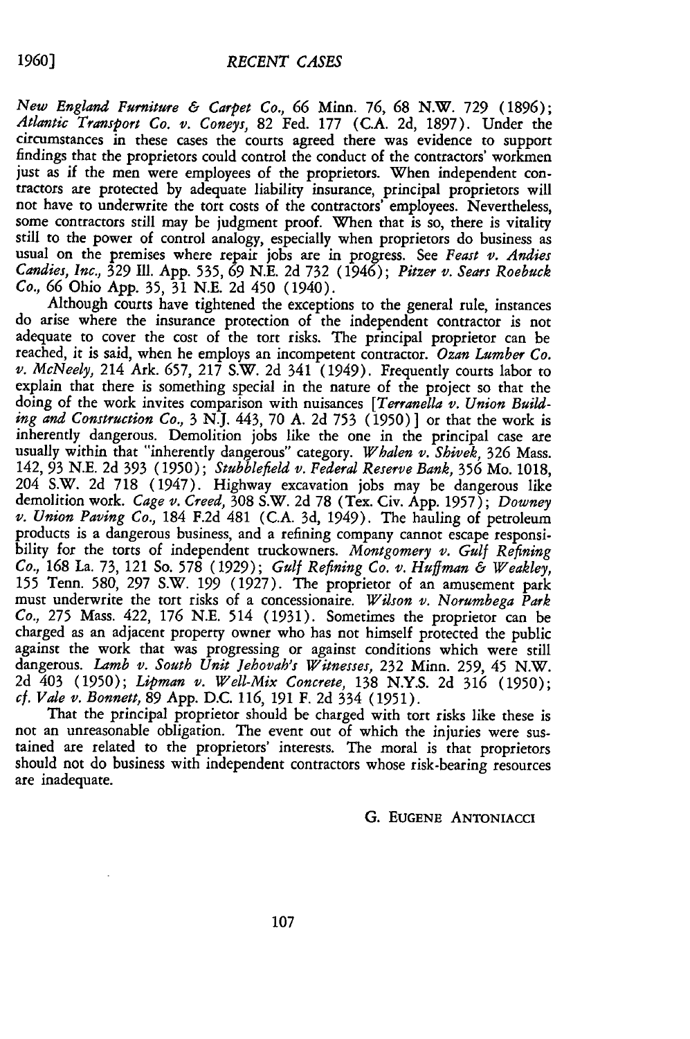*New England Furniture & Carpet Co.*, 66 Minn. 76, 68 N.W. 729 (1896); *Atlantic Transport Co. v. Coneys*, 82 Fed. 177 (C.A. 2d, 1897). Under the circumstances in these cases the courts agreed there was evidence to support findings that the proprietors could control the conduct of the contractors' workmen just as if the men were employees of the proprietors. When independent contractors are protected by adequate liability insurance, principal proprietors will not have to underwrite the tort costs of the contractors' employees. Nevertheless, some contractors still may be judgment proof. When that is so, there is vitality still to the power of control analogy, especially when proprietors do business as usual on the premises where repair jobs are in progress. See *Feast v. Andies Candies, Inc.*, 329 Ill. App. 535, 69 N.E. 2d 732 (1946); *Pitzer v. Sears Roebuck Co.*, 66 Ohio App. 35, 31 N.E. 2d 450 (1940).

Although courts have tightened the exceptions to the general rule, instances do arise where the insurance protection of the independent contractor is not adequate to cover the cost of the tort risks. The principal proprietor can be reached, it is said, when he employs an incompetent contractor. *Ozan Lumber Co. v. McNeely*, 214 Ark. 657, 217 S.W. 2d 341 (1949). Frequently courts labor to explain that there is something special in the nature of the project so that the doing of the work invites comparison with nuisances [*Terranella v. Union Building and Construction Co.*, 3 N.J. 443, 70 A. 2d 753 (1950)] or that the work is inherently dangerous. Demolition jobs like the one in the principal case are usually within that "inherently dangerous" category. *Whalen v. Shivek*, 326 Mass. 142, 93 N.E. 2d 393 (1950); *Stubblefield v. Federal Reserve Bank*, 356 Mo. 1018, 204 S.W. 2d 718 (1947). Highway excavation jobs may be dangerous like demolition work. *Cage v. Creed*, 308 S.W. 2d 78 (Tex. Civ. App. 1957); *Downey v. Union Paving Co.*, 184 F.2d 481 (C.A. 3d, 1949). The hauling of petroleum products is a dangerous business, and a refining company cannot escape responsibility for the torts of independent truckowners. *Montgomery v. Gulf Refining Co.*, 168 La. 73, 121 So. 578 (1929); *Gulf Refining Co. v. Huffman & Weakley*, 155 Tenn. 580, 297 S.W. 199 (1927). The proprietor of an amusement park must underwrite the tort risks of a concessionaire. *Wilson v. Norumbega Park Co.*, 275 Mass. 422, 176 N.E. 514 (1931). Sometimes the proprietor can be charged as an adjacent property owner who has not himself protected the public against the work that was progressing or against conditions which were still dangerous. *Lamb v. South Unit Jehovah's Witnesses*, 232 Minn. 259, 45 N.W. 2d 403 (1950); *Lipman v. Well-Mix Concrete*, 138 N.Y.S. 2d 316 (1950); *cf. Vale v. Bonnett*, 89 App. D.C. 116, 191 F. 2d 334 (1951).

That the principal proprietor should be charged with tort risks like these is not an unreasonable obligation. The event out of which the injuries were sustained are related to the proprietors' interests. The moral is that proprietors should not do business with independent contractors whose risk-bearing resources are inadequate.

G. EUGENE ANTONIACCI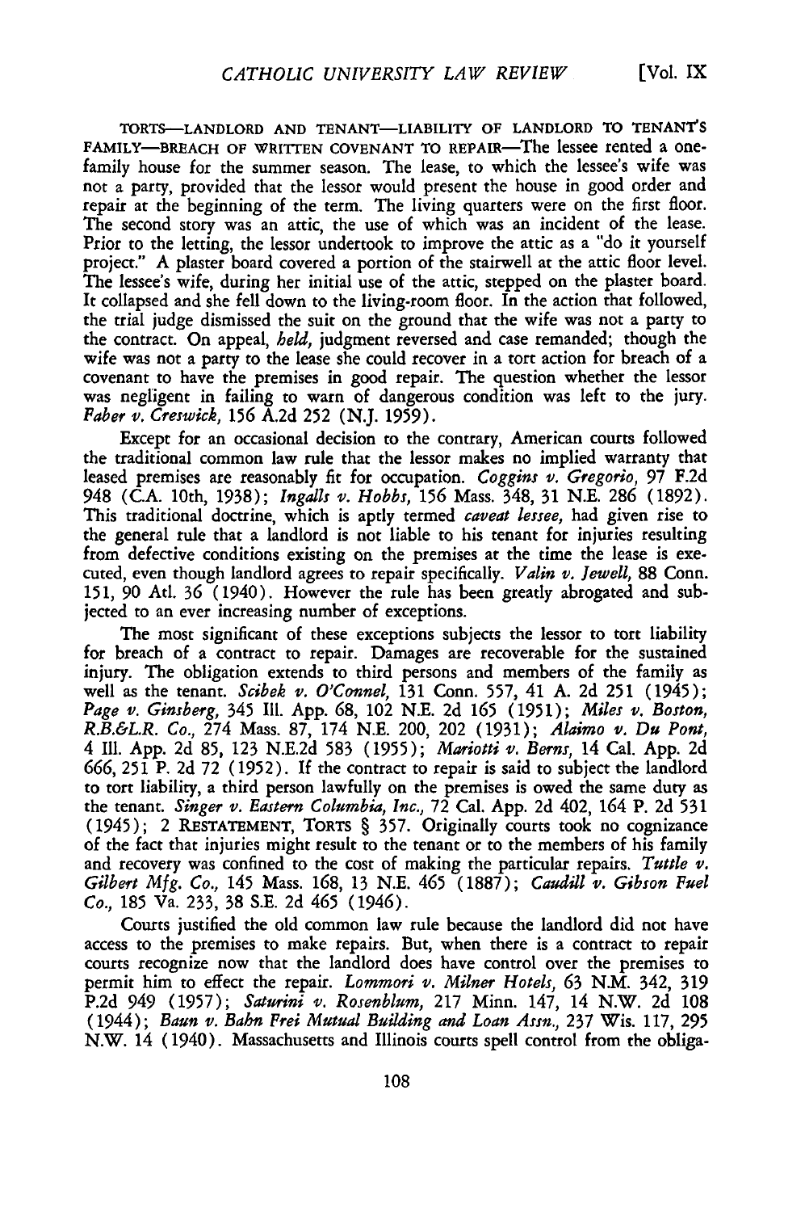TORTS—LANDLORD AND TENANT—LIABILITY OF LANDLORD TO TENANT'S FAMILY—BREACH OF WRITTEN COVENANT TO REPAIR—The lessee rented a one-family house for the summer season. The lease, to which the lessee's wife was not a party, provided that the lessor would present the house in good order and repair at the beginning of the term. The living quarters were on the first floor. The second story was an attic, the use of which was an incident of the lease. Prior to the letting, the lessor undertook to improve the attic as a "do it yourself project." A plaster board covered a portion of the stairwell at the attic floor level. The lessee's wife, during her initial use of the attic, stepped on the plaster board. It collapsed and she fell down to the living-room floor. In the action that followed, the trial judge dismissed the suit on the ground that the wife was not a party to the contract. On appeal, *held,* judgment reversed and case remanded; though the wife was not a party to the lease she could recover in a tort action for breach of a covenant to have the premises in good repair. The question whether the lessor was negligent in failing to warn of dangerous condition was left to the jury. *Faber v. Creswick,* 156 A.2d 252 (N.J. 1959).

Except for an occasional decision to the contrary, American courts followed the traditional common law rule that the lessor makes no implied warranty that leased premises are reasonably fit for occupation. *Coggins v. Gregorio,* 97 F.2d 948 (C.A. 10th, 1938); *Ingalls v. Hobbs,* 156 Mass. 348, 31 N.E. 286 (1892). This traditional doctrine, which is aptly termed *caveat lessee,* had given rise to the general rule that a landlord is not liable to his tenant for injuries resulting from defective conditions existing on the premises at the time the lease is executed, even though landlord agrees to repair specifically. *Valin v. Jewell,* 88 Conn. 151, 90 Atl. 36 (1940). However the rule has been greatly abrogated and subjected to an ever increasing number of exceptions.

The most significant of these exceptions subjects the lessor to tort liability for breach of a contract to repair. Damages are recoverable for the sustained injury. The obligation extends to third persons and members of the family as well as the tenant. *Scibek v. O'Connel,* 131 Conn. 557, 41 A. 2d 251 (1945); *Page v. Ginsberg,* 345 Ill. App. 68, 102 N.E. 2d 165 (1951); *Miles v. Boston, R.B.&L.R. Co.,* 274 Mass. 87, 174 N.E. 200, 202 (1931); *Alaimo v. Du Pont,* 4 Ill. App. 2d 85, 123 N.E.2d 583 (1955); *Mariotti v. Berns,* 14 Cal. App. 2d 666, 251 P. 2d 72 (1952). If the contract to repair is said to subject the landlord to tort liability, a third person lawfully on the premises is owed the same duty as the tenant. *Singer v. Eastern Columbia, Inc.,* 72 Cal. App. 2d 402, 164 P. 2d 531 (1945); 2 RESTATEMENT, TORTS § 357. Originally courts took no cognizance of the fact that injuries might result to the tenant or to the members of his family and recovery was confined to the cost of making the particular repairs. *Tuttle v. Gilbert Mfg. Co.,* 145 Mass. 168, 13 N.E. 465 (1887); *Caudill v. Gibson Fuel Co.,* 185 Va. 233, 38 S.E. 2d 465 (1946).

Courts justified the old common law rule because the landlord did not have access to the premises to make repairs. But, when there is a contract to repair courts recognize now that the landlord does have control over the premises to permit him to effect the repair. *Lommori v. Milner Hotels,* 63 N.M. 342, 319 P.2d 949 (1957); *Saturini v. Rosenblum,* 217 Minn. 147, 14 N.W. 2d 108 (1944); *Baun v. Bahn Frei Mutual Building and Loan Assn.,* 237 Wis. 117, 295 N.W. 14 (1940). Massachusetts and Illinois courts spell control from the obliga-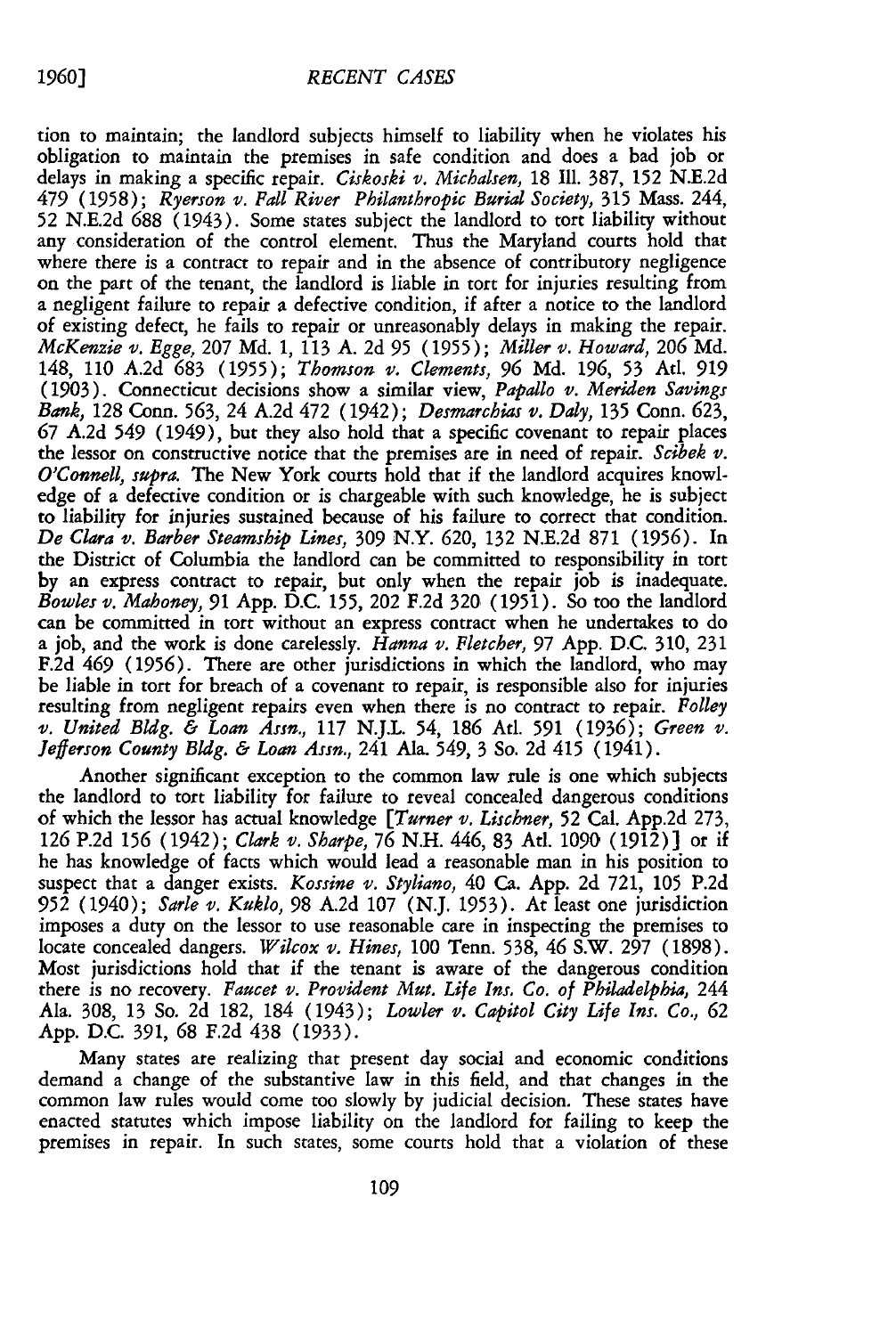tion to maintain; the landlord subjects himself to liability when he violates his obligation to maintain the premises in safe condition and does a bad job or delays in making a specific repair. *Ciskoski v. Michalsen*, 18 Ill. 387, 152 N.E.2d 479 (1958); *Ryerson v. Fall River Philanthropic Burial Society*, 315 Mass. 244, 52 N.E.2d 688 (1943). Some states subject the landlord to tort liability without any consideration of the control element. Thus the Maryland courts hold that where there is a contract to repair and in the absence of contributory negligence on the part of the tenant, the landlord is liable in tort for injuries resulting from a negligent failure to repair a defective condition, if after a notice to the landlord of existing defect, he fails to repair or unreasonably delays in making the repair. *McKenzie v. Egge*, 207 Md. 1, 113 A. 2d 95 (1955); *Miller v. Howard*, 206 Md. 148, 110 A.2d 683 (1955); *Thomson v. Clements*, 96 Md. 196, 53 Atl. 919 (1903). Connecticut decisions show a similar view, *Papallo v. Meriden Savings Bank*, 128 Conn. 563, 24 A.2d 472 (1942); *Desmarchias v. Daly*, 135 Conn. 623, 67 A.2d 549 (1949), but they also hold that a specific covenant to repair places the lessor on constructive notice that the premises are in need of repair. *Scibek v. O'Connell, supra.* The New York courts hold that if the landlord acquires knowledge of a defective condition or is chargeable with such knowledge, he is subject to liability for injuries sustained because of his failure to correct that condition. *De Clara v. Barber Steamship Lines*, 309 N.Y. 620, 132 N.E.2d 871 (1956). In the District of Columbia the landlord can be committed to responsibility in tort by an express contract to repair, but only when the repair job is inadequate. *Bowles v. Mahoney*, 91 App. D.C. 155, 202 F.2d 320 (1951). So too the landlord can be committed in tort without an express contract when he undertakes to do a job, and the work is done carelessly. *Hanna v. Fletcher*, 97 App. D.C. 310, 231 F.2d 469 (1956). There are other jurisdictions in which the landlord, who may be liable in tort for breach of a covenant to repair, is responsible also for injuries resulting from negligent repairs even when there is no contract to repair. *Folley v. United Bldg. & Loan Assn.*, 117 N.J.L. 54, 186 Atl. 591 (1936); *Green v. Jefferson County Bldg. & Loan Assn.*, 241 Ala. 549, 3 So. 2d 415 (1941).

Another significant exception to the common law rule is one which subjects the landlord to tort liability for failure to reveal concealed dangerous conditions of which the lessor has actual knowledge [*Turner v. Lischner*, 52 Cal. App.2d 273, 126 P.2d 156 (1942); *Clark v. Sharpe*, 76 N.H. 446, 83 Atl. 1090 (1912)] or if he has knowledge of facts which would lead a reasonable man in his position to suspect that a danger exists. *Kossine v. Styliano*, 40 Ca. App. 2d 721, 105 P.2d 952 (1940); *Sarle v. Kuklo*, 98 A.2d 107 (N.J. 1953). At least one jurisdiction imposes a duty on the lessor to use reasonable care in inspecting the premises to locate concealed dangers. *Wilcox v. Hines*, 100 Tenn. 538, 46 S.W. 297 (1898). Most jurisdictions hold that if the tenant is aware of the dangerous condition there is no recovery. *Faucet v. Provident Mut. Life Ins. Co. of Philadelphia*, 244 Ala. 308, 13 So. 2d 182, 184 (1943); *Lowler v. Capitol City Life Ins. Co.*, 62 App. D.C. 391, 68 F.2d 438 (1933).

Many states are realizing that present day social and economic conditions demand a change of the substantive law in this field, and that changes in the common law rules would come too slowly by judicial decision. These states have enacted statutes which impose liability on the landlord for failing to keep the premises in repair. In such states, some courts hold that a violation of these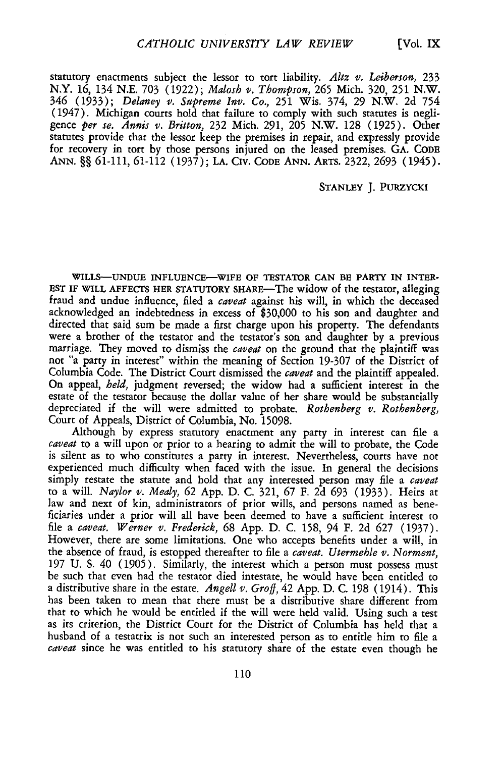statutory enactments subject the lessor to tort liability. *Altz v. Leiberson*, 233 N.Y. 16, 134 N.E. 703 (1922); *Malosh v. Thompson*, 265 Mich. 320, 251 N.W. 346 (1933); *Delaney v. Supreme Inv. Co.*, 251 Wis. 374, 29 N.W. 2d 754 (1947). Michigan courts hold that failure to comply with such statutes is negligence *per se*. *Annis v. Britton*, 232 Mich. 291, 205 N.W. 128 (1925). Other statutes provide that the lessor keep the premises in repair, and expressly provide for recovery in tort by those persons injured on the leased premises. GA. CODE ANN. §§ 61-111, 61-112 (1937); LA. CIV. CODE ANN. ARTS. 2322, 2693 (1945).

STANLEY J. PURZYCKI

WILLS—UNDUE INFLUENCE—WIFE OF TESTATOR CAN BE PARTY IN INTEREST IF WILL AFFECTS HER STATUTORY SHARE—The widow of the testator, alleging fraud and undue influence, filed a *caveat* against his will, in which the deceased acknowledged an indebtedness in excess of $30,000 to his son and daughter and directed that said sum be made a first charge upon his property. The defendants were a brother of the testator and the testator's son and daughter by a previous marriage. They moved to dismiss the *caveat* on the ground that the plaintiff was not "a party in interest" within the meaning of Section 19-307 of the District of Columbia Code. The District Court dismissed the *caveat* and the plaintiff appealed. On appeal, *held*, judgment reversed; the widow had a sufficient interest in the estate of the testator because the dollar value of her share would be substantially depreciated if the will were admitted to probate. *Rothenberg v. Rothenberg*, Court of Appeals, District of Columbia, No. 15098.

Although by express statutory enactment any party in interest can file a *caveat* to a will upon or prior to a hearing to admit the will to probate, the Code is silent as to who constitutes a party in interest. Nevertheless, courts have not experienced much difficulty when faced with the issue. In general the decisions simply restate the statute and hold that any interested person may file a *caveat* to a will. *Naylor v. Mealy*, 62 App. D. C. 321, 67 F. 2d 693 (1933). Heirs at law and next of kin, administrators of prior wills, and persons named as beneficiaries under a prior will all have been deemed to have a sufficient interest to file a *caveat*. *Werner v. Frederick*, 68 App. D. C. 158, 94 F. 2d 627 (1937). However, there are some limitations. One who accepts benefits under a will, in the absence of fraud, is estopped thereafter to file a *caveat*. *Utermehle v. Norment*, 197 U. S. 40 (1905). Similarly, the interest which a person must possess must be such that even had the testator died intestate, he would have been entitled to a distributive share in the estate. *Angell v. Groff*, 42 App. D. C. 198 (1914). This has been taken to mean that there must be a distributive share different from that to which he would be entitled if the will were held valid. Using such a test as its criterion, the District Court for the District of Columbia has held that a husband of a testatrix is not such an interested person as to entitle him to file a *caveat* since he was entitled to his statutory share of the estate even though he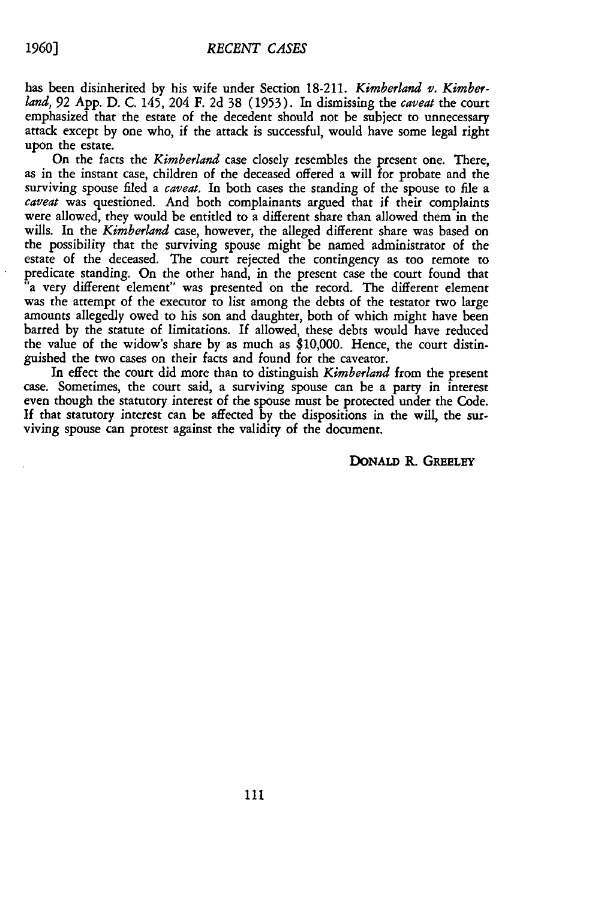has been disinherited by his wife under Section 18-211. *Kimberland v. Kimberland*, 92 App. D. C. 145, 204 F. 2d 38 (1953). In dismissing the *caveat* the court emphasized that the estate of the decedent should not be subject to unnecessary attack except by one who, if the attack is successful, would have some legal right upon the estate.

On the facts the *Kimberland* case closely resembles the present one. There, as in the instant case, children of the deceased offered a will for probate and the surviving spouse filed a *caveat*. In both cases the standing of the spouse to file a *caveat* was questioned. And both complainants argued that if their complaints were allowed, they would be entitled to a different share than allowed them in the wills. In the *Kimberland* case, however, the alleged different share was based on the possibility that the surviving spouse might be named administrator of the estate of the deceased. The court rejected the contingency as too remote to predicate standing. On the other hand, in the present case the court found that "a very different element" was presented on the record. The different element was the attempt of the executor to list among the debts of the testator two large amounts allegedly owed to his son and daughter, both of which might have been barred by the statute of limitations. If allowed, these debts would have reduced the value of the widow's share by as much as $10,000. Hence, the court distinguished the two cases on their facts and found for the caveator.

In effect the court did more than to distinguish *Kimberland* from the present case. Sometimes, the court said, a surviving spouse can be a party in interest even though the statutory interest of the spouse must be protected under the Code. If that statutory interest can be affected by the dispositions in the will, the surviving spouse can protest against the validity of the document.

DONALD R. GREELEY